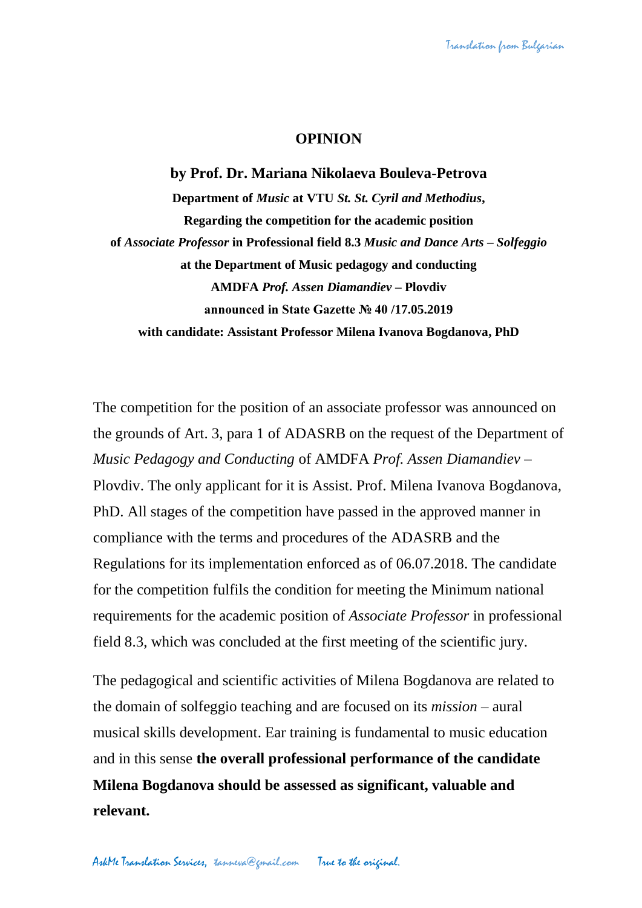# OPINION

**by Prof. Dr. Mariana Nikolaeva Bouleva-Petrova**

**Department of *Music* at VTU *St. St. Cyril and Methodius*,**

**Regarding the competition for the academic position**

**of *Associate Professor* in Professional field 8.3 *Music and Dance Arts – Solfeggio***

**at the Department of Music pedagogy and conducting**

**AMDFA *Prof. Assen Diamandiev* – Plovdiv**

**announced in State Gazette № 40 /17.05.2019**

**with candidate: Assistant Professor Milena Ivanova Bogdanova, PhD**

The competition for the position of an associate professor was announced on the grounds of Art. 3, para 1 of ADASRB on the request of the Department of *Music Pedagogy and Conducting* of AMDFA *Prof. Assen Diamandiev* – Plovdiv. The only applicant for it is Assist. Prof. Milena Ivanova Bogdanova, PhD. All stages of the competition have passed in the approved manner in compliance with the terms and procedures of the ADASRB and the Regulations for its implementation enforced as of 06.07.2018. The candidate for the competition fulfils the condition for meeting the Minimum national requirements for the academic position of *Associate Professor* in professional field 8.3, which was concluded at the first meeting of the scientific jury.

The pedagogical and scientific activities of Milena Bogdanova are related to the domain of solfeggio teaching and are focused on its *mission* – aural musical skills development. Ear training is fundamental to music education and in this sense **the overall professional performance of the candidate Milena Bogdanova should be assessed as significant, valuable and relevant.**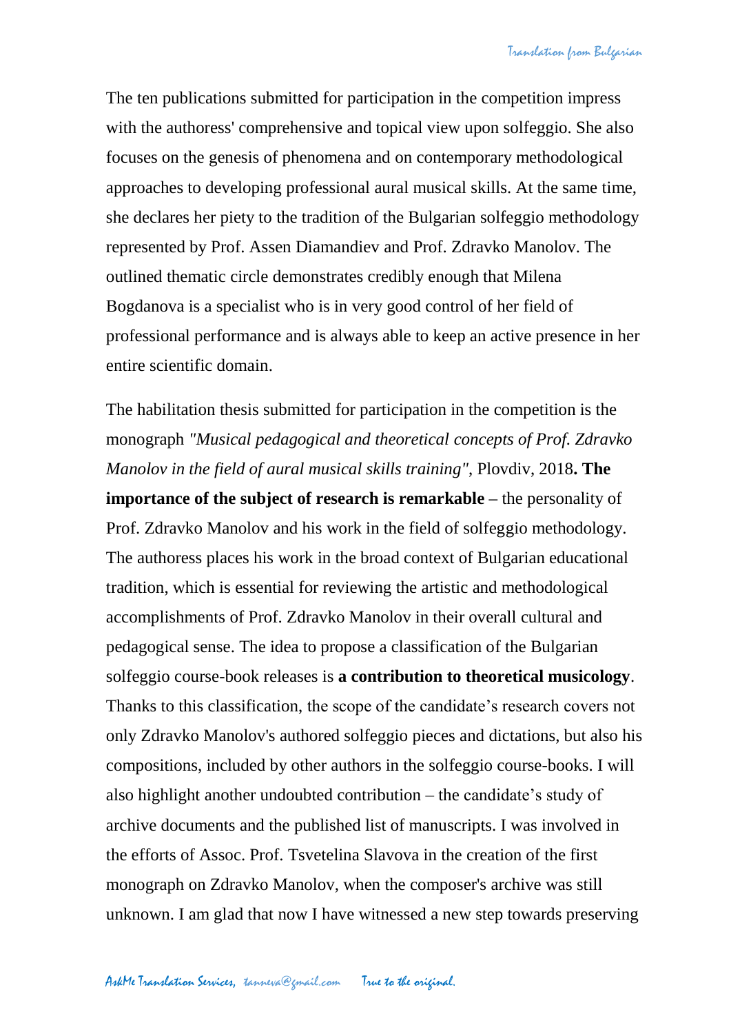The ten publications submitted for participation in the competition impress with the authoress' comprehensive and topical view upon solfeggio. She also focuses on the genesis of phenomena and on contemporary methodological approaches to developing professional aural musical skills. At the same time, she declares her piety to the tradition of the Bulgarian solfeggio methodology represented by Prof. Assen Diamandiev and Prof. Zdravko Manolov. The outlined thematic circle demonstrates credibly enough that Milena Bogdanova is a specialist who is in very good control of her field of professional performance and is always able to keep an active presence in her entire scientific domain.

The habilitation thesis submitted for participation in the competition is the monograph *"Musical pedagogical and theoretical concepts of Prof. Zdravko Manolov in the field of aural musical skills training"*, Plovdiv, 2018**. The importance of the subject of research is remarkable –** the personality of Prof. Zdravko Manolov and his work in the field of solfeggio methodology. The authoress places his work in the broad context of Bulgarian educational tradition, which is essential for reviewing the artistic and methodological accomplishments of Prof. Zdravko Manolov in their overall cultural and pedagogical sense. The idea to propose a classification of the Bulgarian solfeggio course-book releases is **a contribution to theoretical musicology**. Thanks to this classification, the scope of the candidate's research covers not only Zdravko Manolov's authored solfeggio pieces and dictations, but also his compositions, included by other authors in the solfeggio course-books. I will also highlight another undoubted contribution – the candidate's study of archive documents and the published list of manuscripts. I was involved in the efforts of Assoc. Prof. Tsvetelina Slavova in the creation of the first monograph on Zdravko Manolov, when the composer's archive was still unknown. I am glad that now I have witnessed a new step towards preserving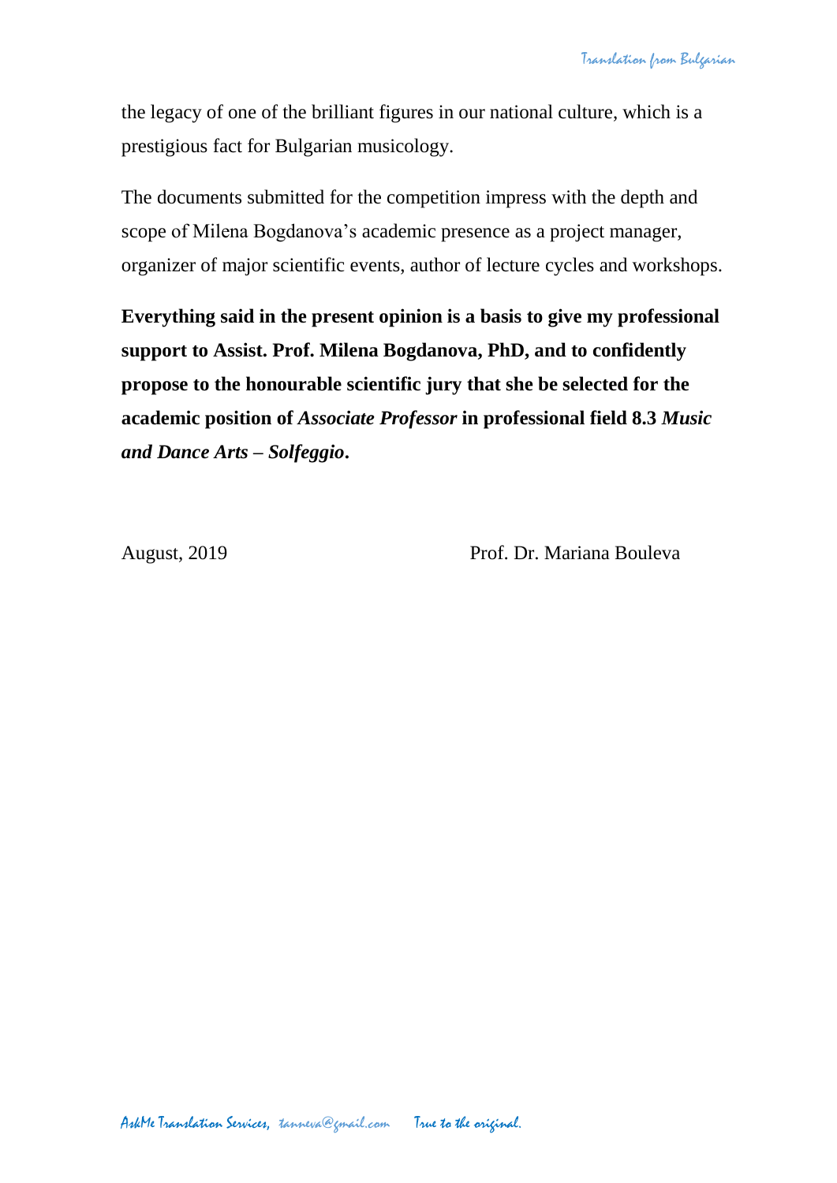the legacy of one of the brilliant figures in our national culture, which is a prestigious fact for Bulgarian musicology.

The documents submitted for the competition impress with the depth and scope of Milena Bogdanova's academic presence as a project manager, organizer of major scientific events, author of lecture cycles and workshops.

**Everything said in the present opinion is a basis to give my professional support to Assist. Prof. Milena Bogdanova, PhD, and to confidently propose to the honourable scientific jury that she be selected for the academic position of *Associate Professor* in professional field 8.3 *Music and Dance Arts – Solfeggio*.**

August, 2019 Prof. Dr. Mariana Bouleva